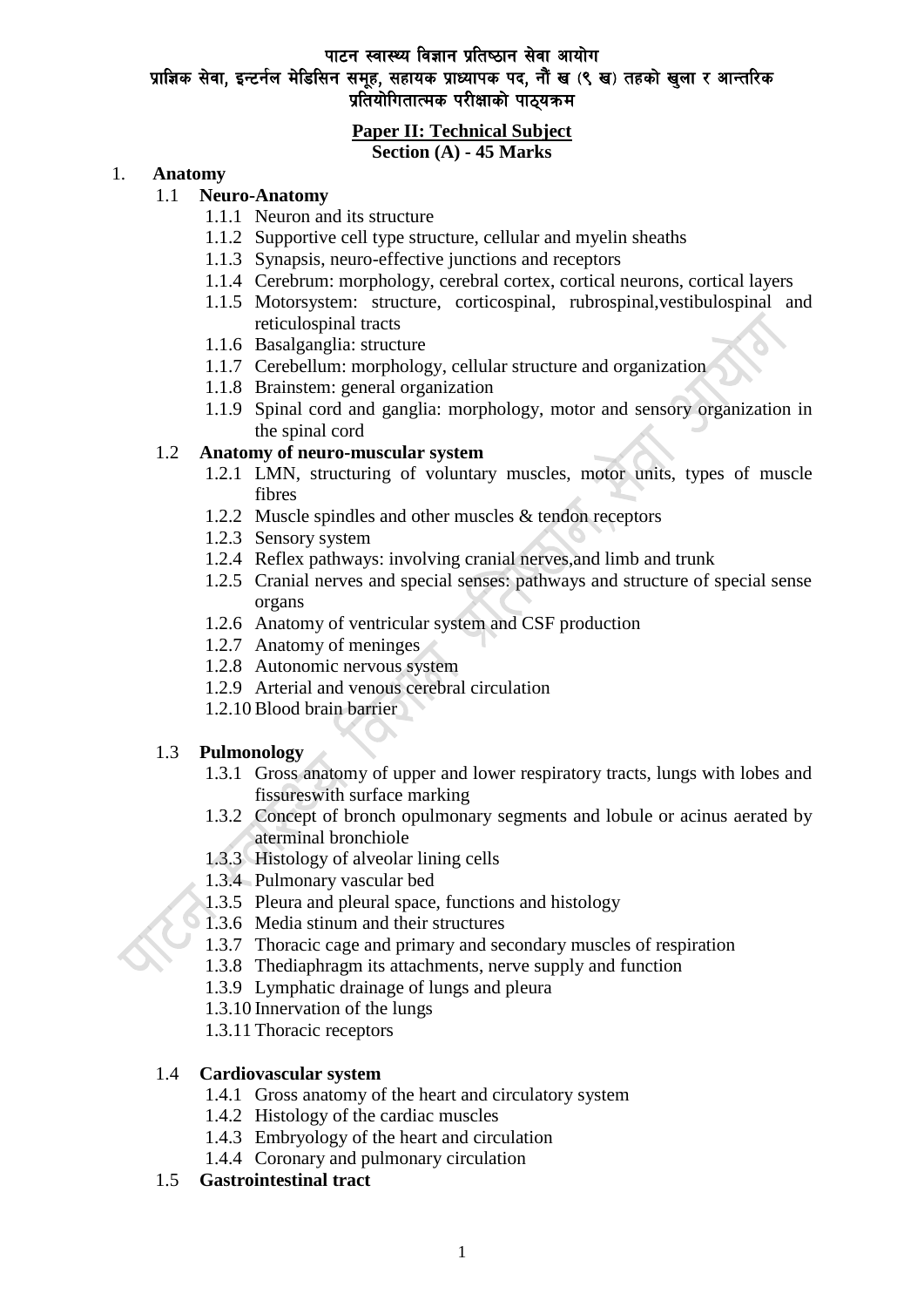# पाटन स्वास्थ्य विज्ञान प्रतिष्ठान सेवा आयोग

## प्राज्ञिक सेवा, इन्टर्नल मेडिसिन समूह, सहायक प्राध्यापक पद, नौं ख (९ ख) तहको खुला र आन्तरिक प्रतियोगितात्मक परीक्षाको पाठ्यक्रम

**Paper II: Technical Subject**

**Section (A) - 45 Marks**

1. **Anatomy**
   - 1.1 **Neuro-Anatomy**
     - 1.1.1 Neuron and its structure
     - 1.1.2 Supportive cell type structure, cellular and myelin sheaths
     - 1.1.3 Synapsis, neuro-effective junctions and receptors
     - 1.1.4 Cerebrum: morphology, cerebral cortex, cortical neurons, cortical layers
     - 1.1.5 Motorsystem: structure, corticospinal, rubrospinal,vestibulospinal and reticulospinal tracts
     - 1.1.6 Basalganglia: structure
     - 1.1.7 Cerebellum: morphology, cellular structure and organization
     - 1.1.8 Brainstem: general organization
     - 1.1.9 Spinal cord and ganglia: morphology, motor and sensory organization in the spinal cord
   - 1.2 **Anatomy of neuro-muscular system**
     - 1.2.1 LMN, structuring of voluntary muscles, motor units, types of muscle fibres
     - 1.2.2 Muscle spindles and other muscles & tendon receptors
     - 1.2.3 Sensory system
     - 1.2.4 Reflex pathways: involving cranial nerves,and limb and trunk
     - 1.2.5 Cranial nerves and special senses: pathways and structure of special sense organs
     - 1.2.6 Anatomy of ventricular system and CSF production
     - 1.2.7 Anatomy of meninges
     - 1.2.8 Autonomic nervous system
     - 1.2.9 Arterial and venous cerebral circulation
     - 1.2.10 Blood brain barrier
   - 1.3 **Pulmonology**
     - 1.3.1 Gross anatomy of upper and lower respiratory tracts, lungs with lobes and fissureswith surface marking
     - 1.3.2 Concept of bronch opulmonary segments and lobule or acinus aerated by aterminal bronchiole
     - 1.3.3 Histology of alveolar lining cells
     - 1.3.4 Pulmonary vascular bed
     - 1.3.5 Pleura and pleural space, functions and histology
     - 1.3.6 Media stinum and their structures
     - 1.3.7 Thoracic cage and primary and secondary muscles of respiration
     - 1.3.8 Thediaphragm its attachments, nerve supply and function
     - 1.3.9 Lymphatic drainage of lungs and pleura
     - 1.3.10 Innervation of the lungs
     - 1.3.11 Thoracic receptors
   - 1.4 **Cardiovascular system**
     - 1.4.1 Gross anatomy of the heart and circulatory system
     - 1.4.2 Histology of the cardiac muscles
     - 1.4.3 Embryology of the heart and circulation
     - 1.4.4 Coronary and pulmonary circulation
   - 1.5 **Gastrointestinal tract**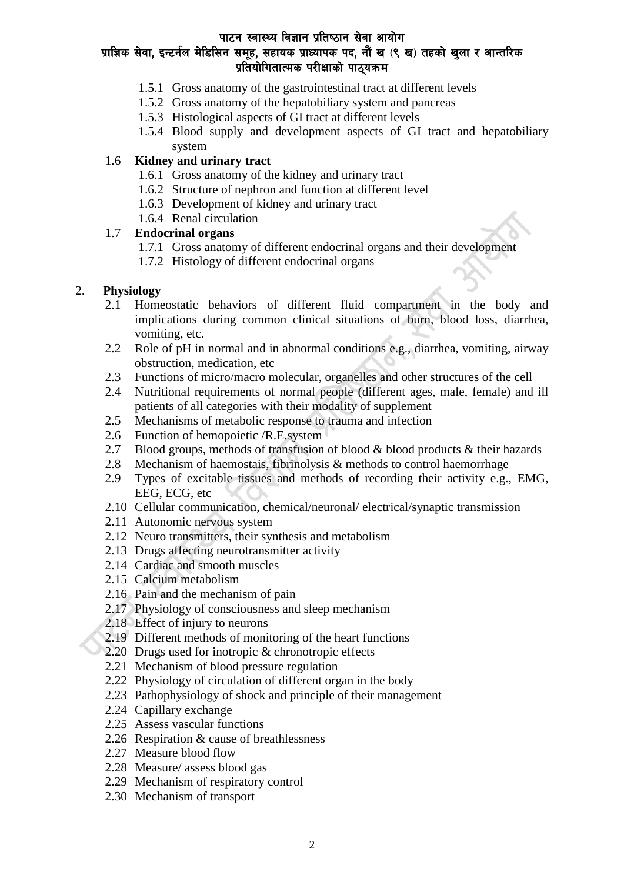- 1.5.1 Gross anatomy of the gastrointestinal tract at different levels
- 1.5.2 Gross anatomy of the hepatobiliary system and pancreas
- 1.5.3 Histological aspects of GI tract at different levels
- 1.5.4 Blood supply and development aspects of GI tract and hepatobiliary system

1.6 **Kidney and urinary tract**

- 1.6.1 Gross anatomy of the kidney and urinary tract
- 1.6.2 Structure of nephron and function at different level
- 1.6.3 Development of kidney and urinary tract
- 1.6.4 Renal circulation

1.7 **Endocrinal organs**

- 1.7.1 Gross anatomy of different endocrinal organs and their development
- 1.7.2 Histology of different endocrinal organs

## 2. Physiology

- 2.1 Homeostatic behaviors of different fluid compartment in the body and implications during common clinical situations of burn, blood loss, diarrhea, vomiting, etc.
- 2.2 Role of pH in normal and in abnormal conditions e.g., diarrhea, vomiting, airway obstruction, medication, etc
- 2.3 Functions of micro/macro molecular, organelles and other structures of the cell
- 2.4 Nutritional requirements of normal people (different ages, male, female) and ill patients of all categories with their modality of supplement
- 2.5 Mechanisms of metabolic response to trauma and infection
- 2.6 Function of hemopoietic /R.E.system
- 2.7 Blood groups, methods of transfusion of blood & blood products & their hazards
- 2.8 Mechanism of haemostais, fibrinolysis & methods to control haemorrhage
- 2.9 Types of excitable tissues and methods of recording their activity e.g., EMG, EEG, ECG, etc
- 2.10 Cellular communication, chemical/neuronal/ electrical/synaptic transmission
- 2.11 Autonomic nervous system
- 2.12 Neuro transmitters, their synthesis and metabolism
- 2.13 Drugs affecting neurotransmitter activity
- 2.14 Cardiac and smooth muscles
- 2.15 Calcium metabolism
- 2.16 Pain and the mechanism of pain
- 2.17 Physiology of consciousness and sleep mechanism
- 2.18 Effect of injury to neurons
- 2.19 Different methods of monitoring of the heart functions
- 2.20 Drugs used for inotropic & chronotropic effects
- 2.21 Mechanism of blood pressure regulation
- 2.22 Physiology of circulation of different organ in the body
- 2.23 Pathophysiology of shock and principle of their management
- 2.24 Capillary exchange
- 2.25 Assess vascular functions
- 2.26 Respiration & cause of breathlessness
- 2.27 Measure blood flow
- 2.28 Measure/ assess blood gas
- 2.29 Mechanism of respiratory control
- 2.30 Mechanism of transport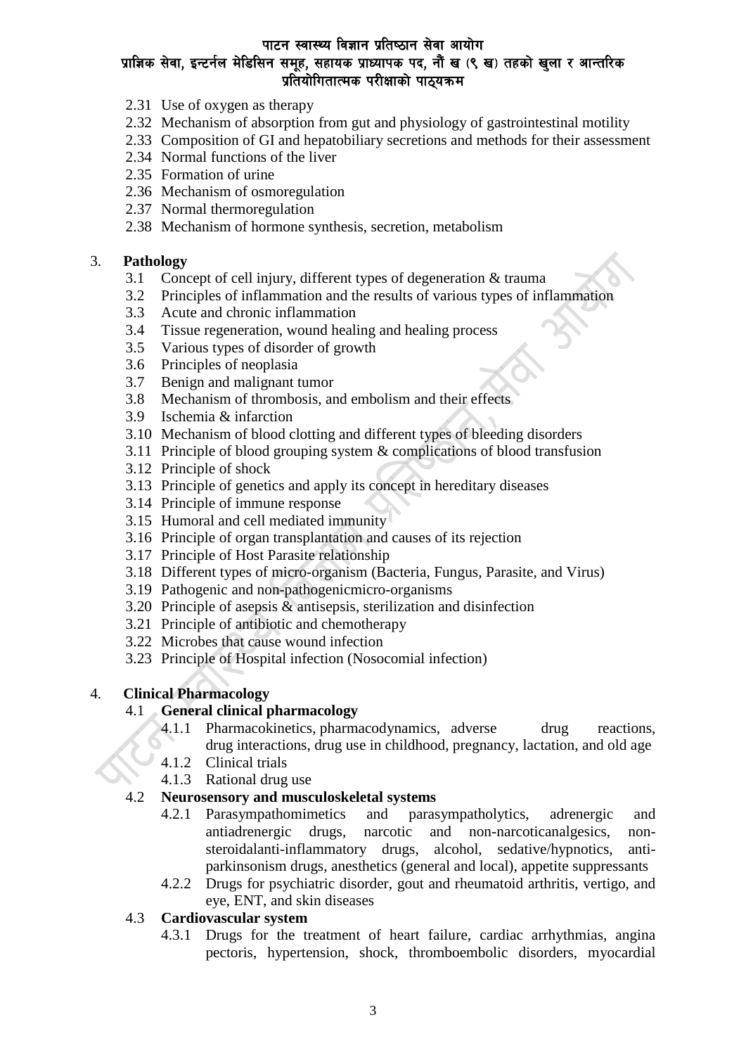2.31 Use of oxygen as therapy
2.32 Mechanism of absorption from gut and physiology of gastrointestinal motility
2.33 Composition of GI and hepatobiliary secretions and methods for their assessment
2.34 Normal functions of the liver
2.35 Formation of urine
2.36 Mechanism of osmoregulation
2.37 Normal thermoregulation
2.38 Mechanism of hormone synthesis, secretion, metabolism

3. **Pathology**
   3.1 Concept of cell injury, different types of degeneration & trauma
   3.2 Principles of inflammation and the results of various types of inflammation
   3.3 Acute and chronic inflammation
   3.4 Tissue regeneration, wound healing and healing process
   3.5 Various types of disorder of growth
   3.6 Principles of neoplasia
   3.7 Benign and malignant tumor
   3.8 Mechanism of thrombosis, and embolism and their effects
   3.9 Ischemia & infarction
   3.10 Mechanism of blood clotting and different types of bleeding disorders
   3.11 Principle of blood grouping system & complications of blood transfusion
   3.12 Principle of shock
   3.13 Principle of genetics and apply its concept in hereditary diseases
   3.14 Principle of immune response
   3.15 Humoral and cell mediated immunity
   3.16 Principle of organ transplantation and causes of its rejection
   3.17 Principle of Host Parasite relationship
   3.18 Different types of micro-organism (Bacteria, Fungus, Parasite, and Virus)
   3.19 Pathogenic and non-pathogenicmicro-organisms
   3.20 Principle of asepsis & antisepsis, sterilization and disinfection
   3.21 Principle of antibiotic and chemotherapy
   3.22 Microbes that cause wound infection
   3.23 Principle of Hospital infection (Nosocomial infection)

4. **Clinical Pharmacology**
   4.1 **General clinical pharmacology**
      4.1.1 Pharmacokinetics, pharmacodynamics, adverse drug reactions, drug interactions, drug use in childhood, pregnancy, lactation, and old age
      4.1.2 Clinical trials
      4.1.3 Rational drug use
   4.2 **Neurosensory and musculoskeletal systems**
      4.2.1 Parasympathomimetics and parasympatholytics, adrenergic and antiadrenergic drugs, narcotic and non-narcoticanalgesics, non-steroidalanti-inflammatory drugs, alcohol, sedative/hypnotics, anti-parkinsonism drugs, anesthetics (general and local), appetite suppressants
      4.2.2 Drugs for psychiatric disorder, gout and rheumatoid arthritis, vertigo, and eye, ENT, and skin diseases
   4.3 **Cardiovascular system**
      4.3.1 Drugs for the treatment of heart failure, cardiac arrhythmias, angina pectoris, hypertension, shock, thromboembolic disorders, myocardial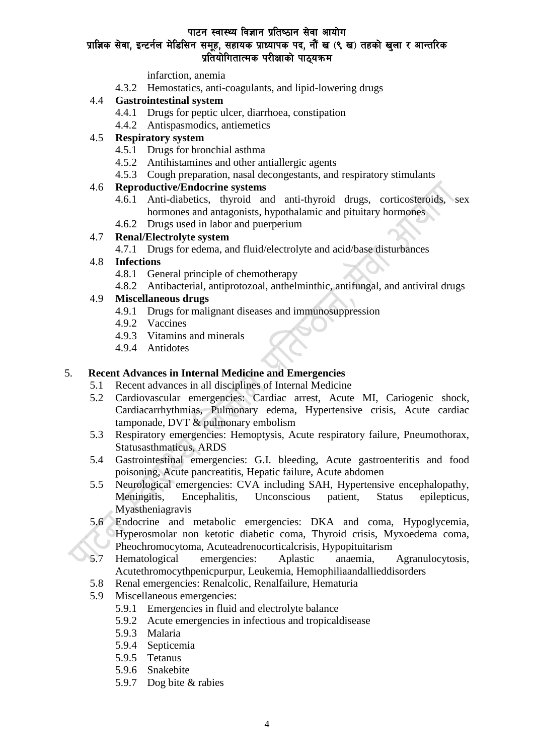infarction, anemia

- 4.3.2 Hemostatics, anti-coagulants, and lipid-lowering drugs

- 4.4 **Gastrointestinal system**
  - 4.4.1 Drugs for peptic ulcer, diarrhoea, constipation
  - 4.4.2 Antispasmodics, antiemetics
- 4.5 **Respiratory system**
  - 4.5.1 Drugs for bronchial asthma
  - 4.5.2 Antihistamines and other antiallergic agents
  - 4.5.3 Cough preparation, nasal decongestants, and respiratory stimulants
- 4.6 **Reproductive/Endocrine systems**
  - 4.6.1 Anti-diabetics, thyroid and anti-thyroid drugs, corticosteroids, sex hormones and antagonists, hypothalamic and pituitary hormones
  - 4.6.2 Drugs used in labor and puerperium
- 4.7 **Renal/Electrolyte system**
  - 4.7.1 Drugs for edema, and fluid/electrolyte and acid/base disturbances
- 4.8 **Infections**
  - 4.8.1 General principle of chemotherapy
  - 4.8.2 Antibacterial, antiprotozoal, anthelminthic, antifungal, and antiviral drugs
- 4.9 **Miscellaneous drugs**
  - 4.9.1 Drugs for malignant diseases and immunosuppression
  - 4.9.2 Vaccines
  - 4.9.3 Vitamins and minerals
  - 4.9.4 Antidotes

## 5. Recent Advances in Internal Medicine and Emergencies

- 5.1 Recent advances in all disciplines of Internal Medicine
- 5.2 Cardiovascular emergencies: Cardiac arrest, Acute MI, Cariogenic shock, Cardiacarrhythmias, Pulmonary edema, Hypertensive crisis, Acute cardiac tamponade, DVT & pulmonary embolism
- 5.3 Respiratory emergencies: Hemoptysis, Acute respiratory failure, Pneumothorax, Statusasthmaticus, ARDS
- 5.4 Gastrointestinal emergencies: G.I. bleeding, Acute gastroenteritis and food poisoning, Acute pancreatitis, Hepatic failure, Acute abdomen
- 5.5 Neurological emergencies: CVA including SAH, Hypertensive encephalopathy, Meningitis, Encephalitis, Unconscious patient, Status epilepticus, Myastheniagravis
- 5.6 Endocrine and metabolic emergencies: DKA and coma, Hypoglycemia, Hyperosmolar non ketotic diabetic coma, Thyroid crisis, Myxoedema coma, Pheochromocytoma, Acuteadrenocorticalcrisis, Hypopituitarism
- 5.7 Hematological emergencies: Aplastic anaemia, Agranulocytosis, Acutethromocythpenicpurpur, Leukemia, Hemophiliaandallieddisorders
- 5.8 Renal emergencies: Renalcolic, Renalfailure, Hematuria
- 5.9 Miscellaneous emergencies:
  - 5.9.1 Emergencies in fluid and electrolyte balance
  - 5.9.2 Acute emergencies in infectious and tropicaldisease
  - 5.9.3 Malaria
  - 5.9.4 Septicemia
  - 5.9.5 Tetanus
  - 5.9.6 Snakebite
  - 5.9.7 Dog bite & rabies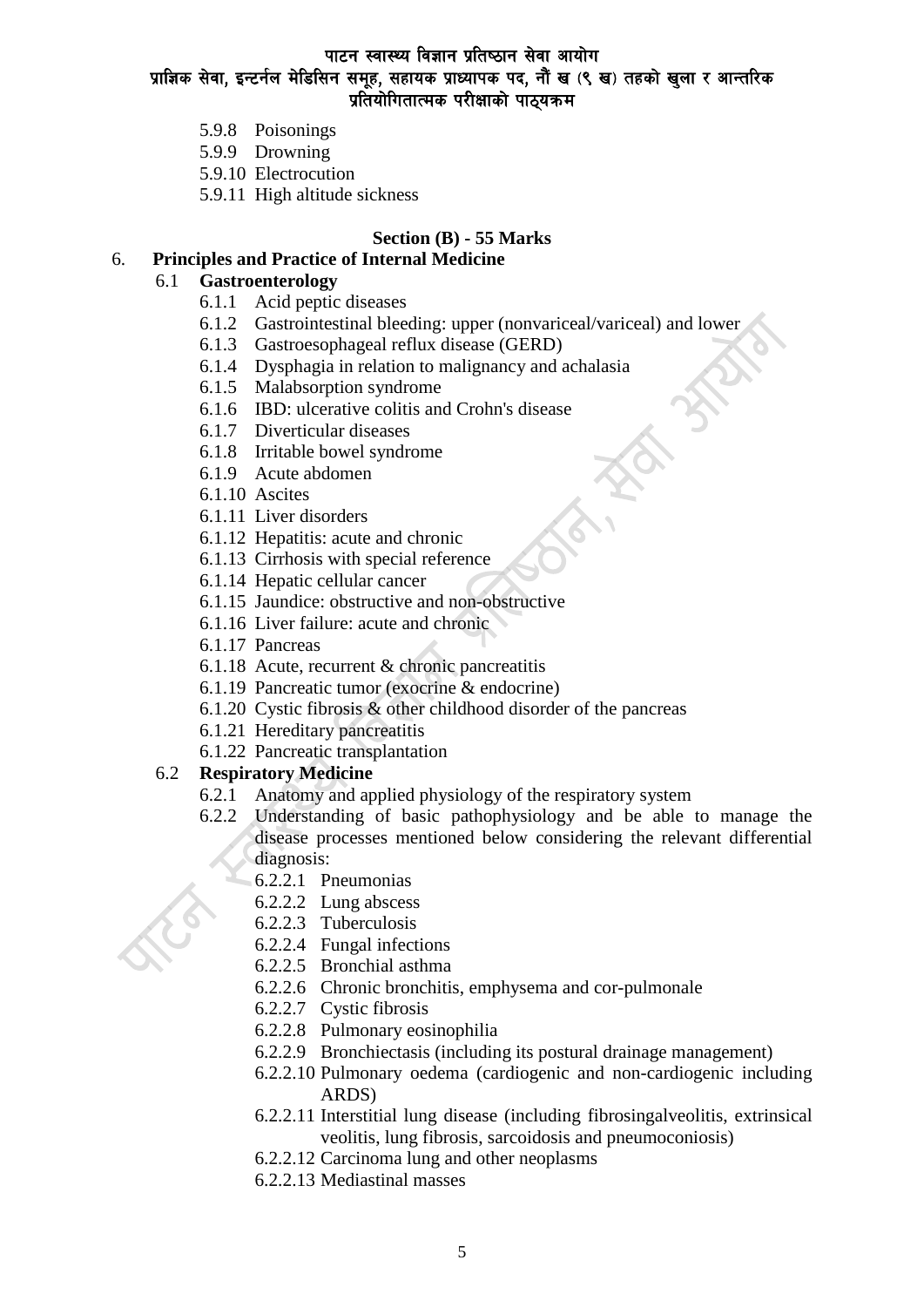- 5.9.8 Poisonings
- 5.9.9 Drowning
- 5.9.10 Electrocution
- 5.9.11 High altitude sickness

**Section (B) - 55 Marks**

6. **Principles and Practice of Internal Medicine**

   6.1 **Gastroenterology**
   - 6.1.1 Acid peptic diseases
   - 6.1.2 Gastrointestinal bleeding: upper (nonvariceal/variceal) and lower
   - 6.1.3 Gastroesophageal reflux disease (GERD)
   - 6.1.4 Dysphagia in relation to malignancy and achalasia
   - 6.1.5 Malabsorption syndrome
   - 6.1.6 IBD: ulcerative colitis and Crohn's disease
   - 6.1.7 Diverticular diseases
   - 6.1.8 Irritable bowel syndrome
   - 6.1.9 Acute abdomen
   - 6.1.10 Ascites
   - 6.1.11 Liver disorders
   - 6.1.12 Hepatitis: acute and chronic
   - 6.1.13 Cirrhosis with special reference
   - 6.1.14 Hepatic cellular cancer
   - 6.1.15 Jaundice: obstructive and non-obstructive
   - 6.1.16 Liver failure: acute and chronic
   - 6.1.17 Pancreas
   - 6.1.18 Acute, recurrent & chronic pancreatitis
   - 6.1.19 Pancreatic tumor (exocrine & endocrine)
   - 6.1.20 Cystic fibrosis & other childhood disorder of the pancreas
   - 6.1.21 Hereditary pancreatitis
   - 6.1.22 Pancreatic transplantation

   6.2 **Respiratory Medicine**
   - 6.2.1 Anatomy and applied physiology of the respiratory system
   - 6.2.2 Understanding of basic pathophysiology and be able to manage the disease processes mentioned below considering the relevant differential diagnosis:
     - 6.2.2.1 Pneumonias
     - 6.2.2.2 Lung abscess
     - 6.2.2.3 Tuberculosis
     - 6.2.2.4 Fungal infections
     - 6.2.2.5 Bronchial asthma
     - 6.2.2.6 Chronic bronchitis, emphysema and cor-pulmonale
     - 6.2.2.7 Cystic fibrosis
     - 6.2.2.8 Pulmonary eosinophilia
     - 6.2.2.9 Bronchiectasis (including its postural drainage management)
     - 6.2.2.10 Pulmonary oedema (cardiogenic and non-cardiogenic including ARDS)
     - 6.2.2.11 Interstitial lung disease (including fibrosingalveolitis, extrinsical veolitis, lung fibrosis, sarcoidosis and pneumoconiosis)
     - 6.2.2.12 Carcinoma lung and other neoplasms
     - 6.2.2.13 Mediastinal masses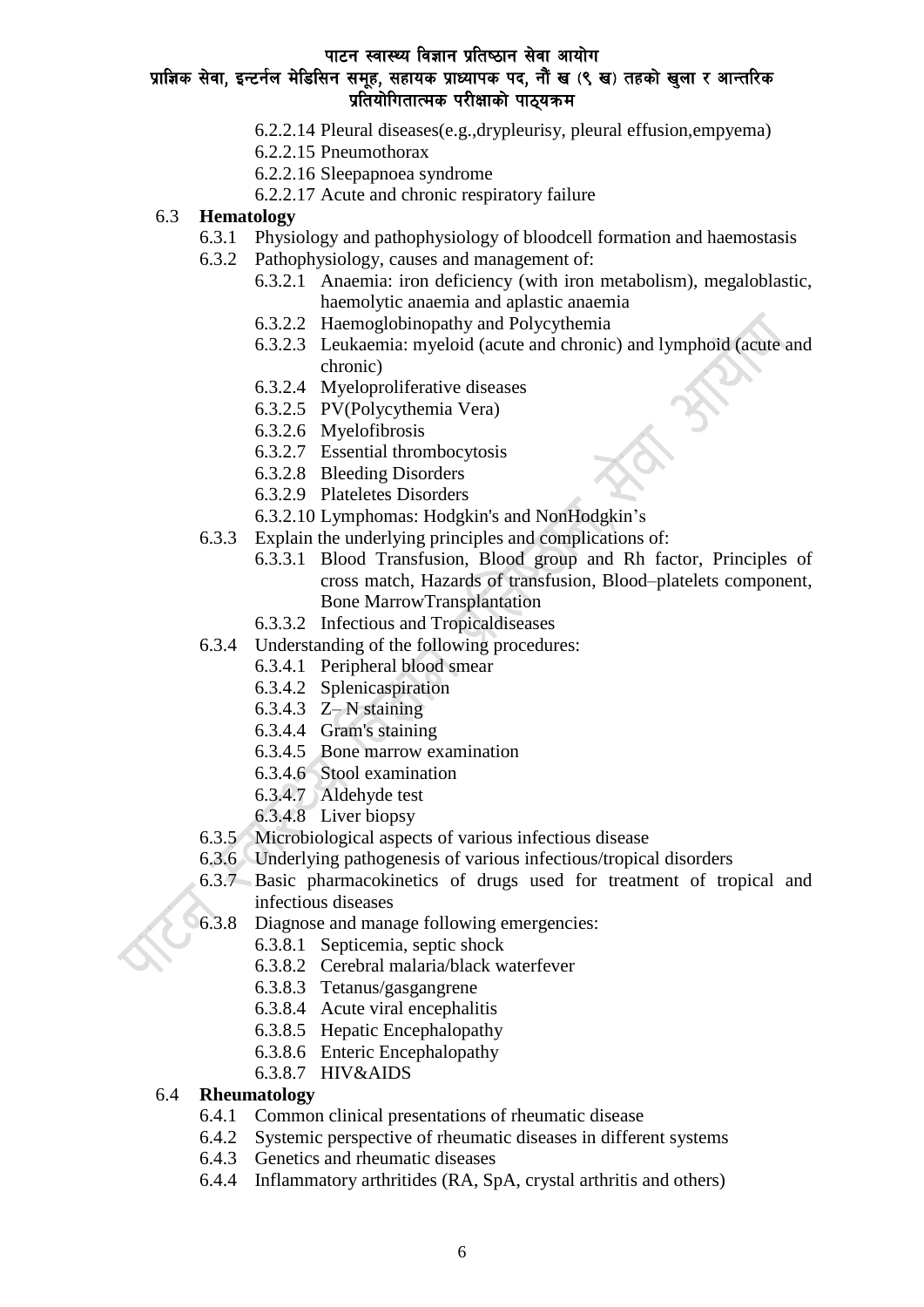6.2.2.14 Pleural diseases(e.g.,drypleurisy, pleural effusion,empyema)
6.2.2.15 Pneumothorax
6.2.2.16 Sleepapnoea syndrome
6.2.2.17 Acute and chronic respiratory failure

6.3 **Hematology**

6.3.1 Physiology and pathophysiology of bloodcell formation and haemostasis

6.3.2 Pathophysiology, causes and management of:

6.3.2.1 Anaemia: iron deficiency (with iron metabolism), megaloblastic, haemolytic anaemia and aplastic anaemia
6.3.2.2 Haemoglobinopathy and Polycythemia
6.3.2.3 Leukaemia: myeloid (acute and chronic) and lymphoid (acute and chronic)
6.3.2.4 Myeloproliferative diseases
6.3.2.5 PV(Polycythemia Vera)
6.3.2.6 Myelofibrosis
6.3.2.7 Essential thrombocytosis
6.3.2.8 Bleeding Disorders
6.3.2.9 Plateletes Disorders
6.3.2.10 Lymphomas: Hodgkin's and NonHodgkin's

6.3.3 Explain the underlying principles and complications of:

6.3.3.1 Blood Transfusion, Blood group and Rh factor, Principles of cross match, Hazards of transfusion, Blood–platelets component, Bone MarrowTransplantation
6.3.3.2 Infectious and Tropicaldiseases

6.3.4 Understanding of the following procedures:

6.3.4.1 Peripheral blood smear
6.3.4.2 Splenicaspiration
6.3.4.3 Z– N staining
6.3.4.4 Gram's staining
6.3.4.5 Bone marrow examination
6.3.4.6 Stool examination
6.3.4.7 Aldehyde test
6.3.4.8 Liver biopsy

6.3.5 Microbiological aspects of various infectious disease

6.3.6 Underlying pathogenesis of various infectious/tropical disorders

6.3.7 Basic pharmacokinetics of drugs used for treatment of tropical and infectious diseases

6.3.8 Diagnose and manage following emergencies:

6.3.8.1 Septicemia, septic shock
6.3.8.2 Cerebral malaria/black waterfever
6.3.8.3 Tetanus/gasgangrene
6.3.8.4 Acute viral encephalitis
6.3.8.5 Hepatic Encephalopathy
6.3.8.6 Enteric Encephalopathy
6.3.8.7 HIV&AIDS

6.4 **Rheumatology**

6.4.1 Common clinical presentations of rheumatic disease
6.4.2 Systemic perspective of rheumatic diseases in different systems
6.4.3 Genetics and rheumatic diseases
6.4.4 Inflammatory arthritides (RA, SpA, crystal arthritis and others)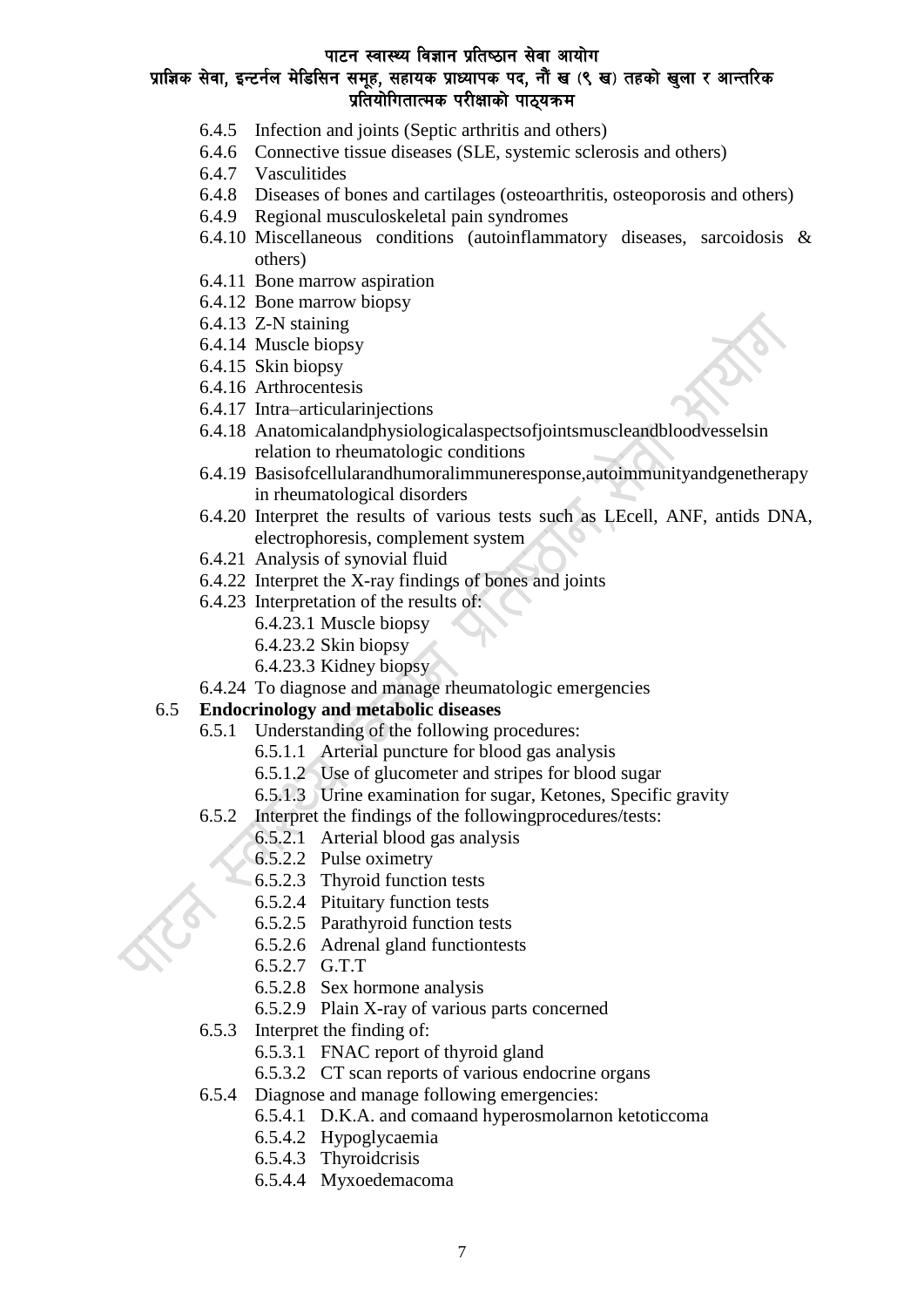- 6.4.5 Infection and joints (Septic arthritis and others)
- 6.4.6 Connective tissue diseases (SLE, systemic sclerosis and others)
- 6.4.7 Vasculitides
- 6.4.8 Diseases of bones and cartilages (osteoarthritis, osteoporosis and others)
- 6.4.9 Regional musculoskeletal pain syndromes
- 6.4.10 Miscellaneous conditions (autoinflammatory diseases, sarcoidosis & others)
- 6.4.11 Bone marrow aspiration
- 6.4.12 Bone marrow biopsy
- 6.4.13 Z-N staining
- 6.4.14 Muscle biopsy
- 6.4.15 Skin biopsy
- 6.4.16 Arthrocentesis
- 6.4.17 Intra–articularinjections
- 6.4.18 Anatomicalandphysiologicalaspectsofjointsmuscleandbloodvesselsin relation to rheumatologic conditions
- 6.4.19 Basisofcellularandhumoralimmuneresponse,autoimmunityandgenetherapy in rheumatological disorders
- 6.4.20 Interpret the results of various tests such as LEcell, ANF, antids DNA, electrophoresis, complement system
- 6.4.21 Analysis of synovial fluid
- 6.4.22 Interpret the X-ray findings of bones and joints
- 6.4.23 Interpretation of the results of:
  - 6.4.23.1 Muscle biopsy
  - 6.4.23.2 Skin biopsy
  - 6.4.23.3 Kidney biopsy
- 6.4.24 To diagnose and manage rheumatologic emergencies

**6.5 Endocrinology and metabolic diseases**

- 6.5.1 Understanding of the following procedures:
  - 6.5.1.1 Arterial puncture for blood gas analysis
  - 6.5.1.2 Use of glucometer and stripes for blood sugar
  - 6.5.1.3 Urine examination for sugar, Ketones, Specific gravity
- 6.5.2 Interpret the findings of the followingprocedures/tests:
  - 6.5.2.1 Arterial blood gas analysis
  - 6.5.2.2 Pulse oximetry
  - 6.5.2.3 Thyroid function tests
  - 6.5.2.4 Pituitary function tests
  - 6.5.2.5 Parathyroid function tests
  - 6.5.2.6 Adrenal gland functiontests
  - 6.5.2.7 G.T.T
  - 6.5.2.8 Sex hormone analysis
  - 6.5.2.9 Plain X-ray of various parts concerned
- 6.5.3 Interpret the finding of:
  - 6.5.3.1 FNAC report of thyroid gland
  - 6.5.3.2 CT scan reports of various endocrine organs
- 6.5.4 Diagnose and manage following emergencies:
  - 6.5.4.1 D.K.A. and comaand hyperosmolarnon ketoticcoma
  - 6.5.4.2 Hypoglycaemia
  - 6.5.4.3 Thyroidcrisis
  - 6.5.4.4 Myxoedemacoma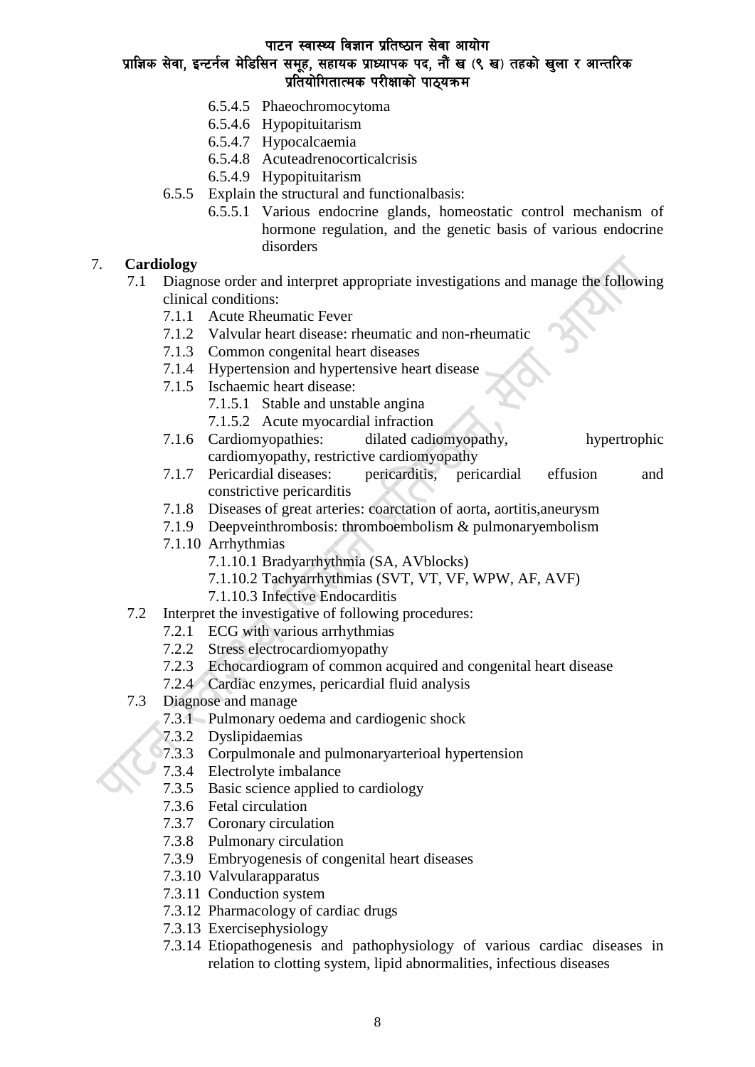- 6.5.4.5 Phaeochromocytoma
- 6.5.4.6 Hypopituitarism
- 6.5.4.7 Hypocalcaemia
- 6.5.4.8 Acuteadrenocorticalcrisis
- 6.5.4.9 Hypopituitarism

6.5.5 Explain the structural and functionalbasis:

- 6.5.5.1 Various endocrine glands, homeostatic control mechanism of hormone regulation, and the genetic basis of various endocrine disorders

## 7. Cardiology

7.1 Diagnose order and interpret appropriate investigations and manage the following clinical conditions:

- 7.1.1 Acute Rheumatic Fever
- 7.1.2 Valvular heart disease: rheumatic and non-rheumatic
- 7.1.3 Common congenital heart diseases
- 7.1.4 Hypertension and hypertensive heart disease
- 7.1.5 Ischaemic heart disease:
  - 7.1.5.1 Stable and unstable angina
  - 7.1.5.2 Acute myocardial infraction
- 7.1.6 Cardiomyopathies: dilated cadiomyopathy, hypertrophic cardiomyopathy, restrictive cardiomyopathy
- 7.1.7 Pericardial diseases: pericarditis, pericardial effusion and constrictive pericarditis
- 7.1.8 Diseases of great arteries: coarctation of aorta, aortitis,aneurysm
- 7.1.9 Deepveinthrombosis: thromboembolism & pulmonaryembolism
- 7.1.10 Arrhythmias
  - 7.1.10.1 Bradyarrhythmia (SA, AVblocks)
  - 7.1.10.2 Tachyarrhythmias (SVT, VT, VF, WPW, AF, AVF)
  - 7.1.10.3 Infective Endocarditis

7.2 Interpret the investigative of following procedures:

- 7.2.1 ECG with various arrhythmias
- 7.2.2 Stress electrocardiomyopathy
- 7.2.3 Echocardiogram of common acquired and congenital heart disease
- 7.2.4 Cardiac enzymes, pericardial fluid analysis

7.3 Diagnose and manage

- 7.3.1 Pulmonary oedema and cardiogenic shock
- 7.3.2 Dyslipidaemias
- 7.3.3 Corpulmonale and pulmonaryarterioal hypertension
- 7.3.4 Electrolyte imbalance
- 7.3.5 Basic science applied to cardiology
- 7.3.6 Fetal circulation
- 7.3.7 Coronary circulation
- 7.3.8 Pulmonary circulation
- 7.3.9 Embryogenesis of congenital heart diseases
- 7.3.10 Valvularapparatus
- 7.3.11 Conduction system
- 7.3.12 Pharmacology of cardiac drugs
- 7.3.13 Exercisephysiology
- 7.3.14 Etiopathogenesis and pathophysiology of various cardiac diseases in relation to clotting system, lipid abnormalities, infectious diseases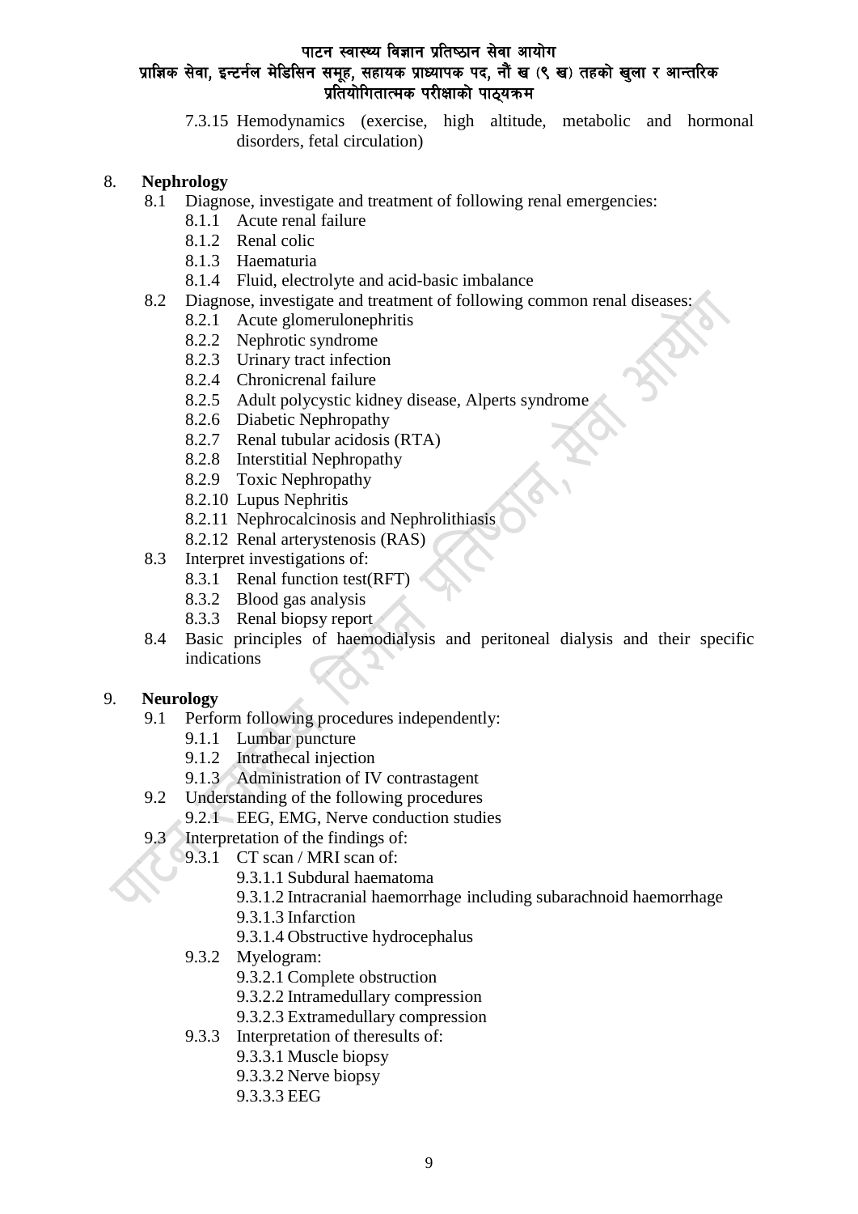7.3.15 Hemodynamics (exercise, high altitude, metabolic and hormonal disorders, fetal circulation)

8. **Nephrology**
   - 8.1 Diagnose, investigate and treatment of following renal emergencies:
     - 8.1.1 Acute renal failure
     - 8.1.2 Renal colic
     - 8.1.3 Haematuria
     - 8.1.4 Fluid, electrolyte and acid-basic imbalance
   - 8.2 Diagnose, investigate and treatment of following common renal diseases:
     - 8.2.1 Acute glomerulonephritis
     - 8.2.2 Nephrotic syndrome
     - 8.2.3 Urinary tract infection
     - 8.2.4 Chronicrenal failure
     - 8.2.5 Adult polycystic kidney disease, Alperts syndrome
     - 8.2.6 Diabetic Nephropathy
     - 8.2.7 Renal tubular acidosis (RTA)
     - 8.2.8 Interstitial Nephropathy
     - 8.2.9 Toxic Nephropathy
     - 8.2.10 Lupus Nephritis
     - 8.2.11 Nephrocalcinosis and Nephrolithiasis
     - 8.2.12 Renal arterystenosis (RAS)
   - 8.3 Interpret investigations of:
     - 8.3.1 Renal function test(RFT)
     - 8.3.2 Blood gas analysis
     - 8.3.3 Renal biopsy report
   - 8.4 Basic principles of haemodialysis and peritoneal dialysis and their specific indications

9. **Neurology**
   - 9.1 Perform following procedures independently:
     - 9.1.1 Lumbar puncture
     - 9.1.2 Intrathecal injection
     - 9.1.3 Administration of IV contrastagent
   - 9.2 Understanding of the following procedures
     - 9.2.1 EEG, EMG, Nerve conduction studies
   - 9.3 Interpretation of the findings of:
     - 9.3.1 CT scan / MRI scan of:
       - 9.3.1.1 Subdural haematoma
       - 9.3.1.2 Intracranial haemorrhage including subarachnoid haemorrhage
       - 9.3.1.3 Infarction
       - 9.3.1.4 Obstructive hydrocephalus
     - 9.3.2 Myelogram:
       - 9.3.2.1 Complete obstruction
       - 9.3.2.2 Intramedullary compression
       - 9.3.2.3 Extramedullary compression
     - 9.3.3 Interpretation of theresults of:
       - 9.3.3.1 Muscle biopsy
       - 9.3.3.2 Nerve biopsy
       - 9.3.3.3 EEG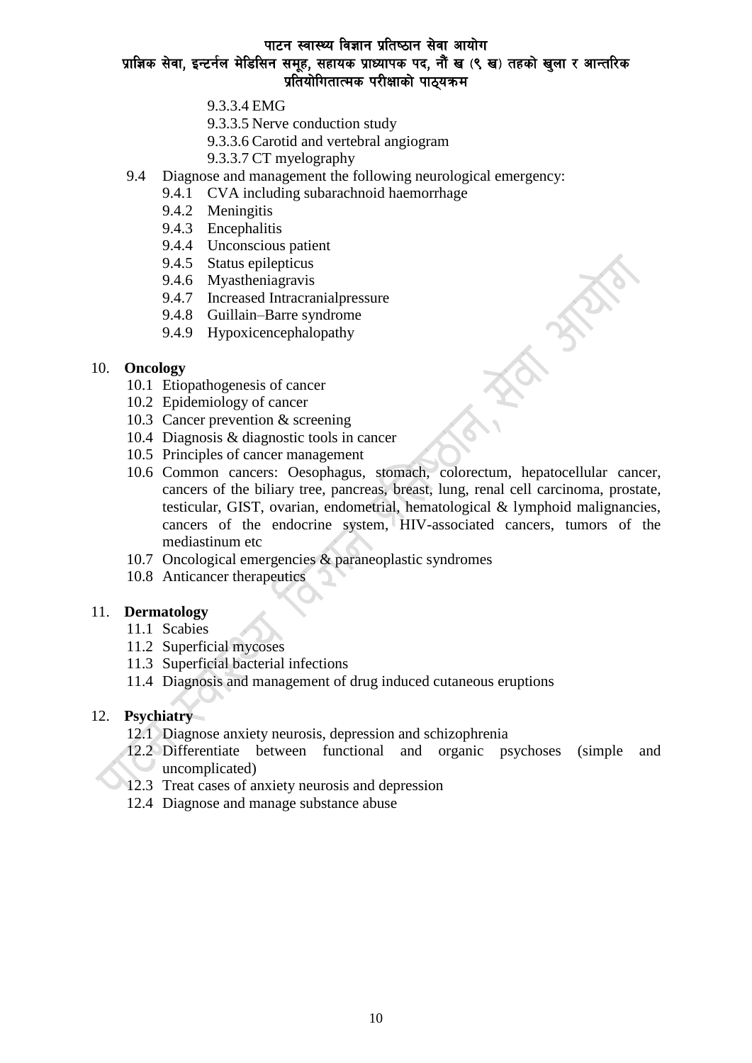9.3.3.4 EMG

9.3.3.5 Nerve conduction study

9.3.3.6 Carotid and vertebral angiogram

9.3.3.7 CT myelography

9.4 Diagnose and management the following neurological emergency:

- 9.4.1 CVA including subarachnoid haemorrhage
- 9.4.2 Meningitis
- 9.4.3 Encephalitis
- 9.4.4 Unconscious patient
- 9.4.5 Status epilepticus
- 9.4.6 Myastheniagravis
- 9.4.7 Increased Intracranialpressure
- 9.4.8 Guillain–Barre syndrome
- 9.4.9 Hypoxicencephalopathy

## 10. Oncology

- 10.1 Etiopathogenesis of cancer
- 10.2 Epidemiology of cancer
- 10.3 Cancer prevention & screening
- 10.4 Diagnosis & diagnostic tools in cancer
- 10.5 Principles of cancer management
- 10.6 Common cancers: Oesophagus, stomach, colorectum, hepatocellular cancer, cancers of the biliary tree, pancreas, breast, lung, renal cell carcinoma, prostate, testicular, GIST, ovarian, endometrial, hematological & lymphoid malignancies, cancers of the endocrine system, HIV-associated cancers, tumors of the mediastinum etc
- 10.7 Oncological emergencies & paraneoplastic syndromes
- 10.8 Anticancer therapeutics

## 11. Dermatology

- 11.1 Scabies
- 11.2 Superficial mycoses
- 11.3 Superficial bacterial infections
- 11.4 Diagnosis and management of drug induced cutaneous eruptions

## 12. Psychiatry

- 12.1 Diagnose anxiety neurosis, depression and schizophrenia
- 12.2 Differentiate between functional and organic psychoses (simple and uncomplicated)
- 12.3 Treat cases of anxiety neurosis and depression
- 12.4 Diagnose and manage substance abuse